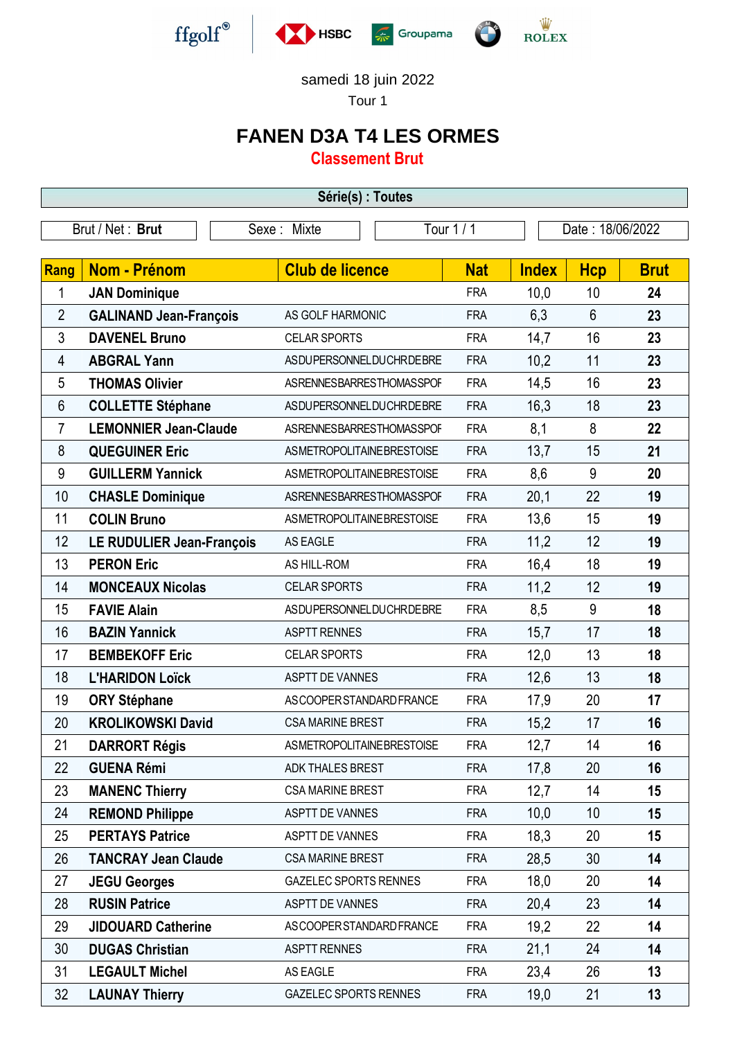ffgolf® HSBC Groupama ROLEX

samedi 18 juin 2022

Tour 1

# FANEN D3A T4 LES ORMES

## Classement Brut

**Série(s) : Toutes**

Brut / Net : **Brut** | Sexe : Mixte | Tour 1 / 1 | Date : 18/06/2022

| Rang | Nom - Prénom | Club de licence | Nat | Index | Hcp | Brut |
|---|---|---|---|---|---|---|
| 1 | **JAN Dominique** | | FRA | 10,0 | 10 | **24** |
| 2 | **GALINAND Jean-François** | AS GOLF HARMONIC | FRA | 6,3 | 6 | **23** |
| 3 | **DAVENEL Bruno** | CELAR SPORTS | FRA | 14,7 | 16 | **23** |
| 4 | **ABGRAL Yann** | ASDUPERSONNELDUCHRDEBRE | FRA | 10,2 | 11 | **23** |
| 5 | **THOMAS Olivier** | ASRENNESBARRESTHOMASSPOF | FRA | 14,5 | 16 | **23** |
| 6 | **COLLETTE Stéphane** | ASDUPERSONNELDUCHRDEBRE | FRA | 16,3 | 18 | **23** |
| 7 | **LEMONNIER Jean-Claude** | ASRENNESBARRESTHOMASSPOF | FRA | 8,1 | 8 | **22** |
| 8 | **QUEGUINER Eric** | ASMETROPOLITAINEBRESTOISE | FRA | 13,7 | 15 | **21** |
| 9 | **GUILLERM Yannick** | ASMETROPOLITAINEBRESTOISE | FRA | 8,6 | 9 | **20** |
| 10 | **CHASLE Dominique** | ASRENNESBARRESTHOMASSPOF | FRA | 20,1 | 22 | **19** |
| 11 | **COLIN Bruno** | ASMETROPOLITAINEBRESTOISE | FRA | 13,6 | 15 | **19** |
| 12 | **LE RUDULIER Jean-François** | AS EAGLE | FRA | 11,2 | 12 | **19** |
| 13 | **PERON Eric** | AS HILL-ROM | FRA | 16,4 | 18 | **19** |
| 14 | **MONCEAUX Nicolas** | CELAR SPORTS | FRA | 11,2 | 12 | **19** |
| 15 | **FAVIE Alain** | ASDUPERSONNELDUCHRDEBRE | FRA | 8,5 | 9 | **18** |
| 16 | **BAZIN Yannick** | ASPTT RENNES | FRA | 15,7 | 17 | **18** |
| 17 | **BEMBEKOFF Eric** | CELAR SPORTS | FRA | 12,0 | 13 | **18** |
| 18 | **L'HARIDON Loïck** | ASPTT DE VANNES | FRA | 12,6 | 13 | **18** |
| 19 | **ORY Stéphane** | ASCOOPERSTANDARDFRANCE | FRA | 17,9 | 20 | **17** |
| 20 | **KROLIKOWSKI David** | CSA MARINE BREST | FRA | 15,2 | 17 | **16** |
| 21 | **DARRORT Régis** | ASMETROPOLITAINEBRESTOISE | FRA | 12,7 | 14 | **16** |
| 22 | **GUENA Rémi** | ADK THALES BREST | FRA | 17,8 | 20 | **16** |
| 23 | **MANENC Thierry** | CSA MARINE BREST | FRA | 12,7 | 14 | **15** |
| 24 | **REMOND Philippe** | ASPTT DE VANNES | FRA | 10,0 | 10 | **15** |
| 25 | **PERTAYS Patrice** | ASPTT DE VANNES | FRA | 18,3 | 20 | **15** |
| 26 | **TANCRAY Jean Claude** | CSA MARINE BREST | FRA | 28,5 | 30 | **14** |
| 27 | **JEGU Georges** | GAZELEC SPORTS RENNES | FRA | 18,0 | 20 | **14** |
| 28 | **RUSIN Patrice** | ASPTT DE VANNES | FRA | 20,4 | 23 | **14** |
| 29 | **JIDOUARD Catherine** | ASCOOPERSTANDARDFRANCE | FRA | 19,2 | 22 | **14** |
| 30 | **DUGAS Christian** | ASPTT RENNES | FRA | 21,1 | 24 | **14** |
| 31 | **LEGAULT Michel** | AS EAGLE | FRA | 23,4 | 26 | **13** |
| 32 | **LAUNAY Thierry** | GAZELEC SPORTS RENNES | FRA | 19,0 | 21 | **13** |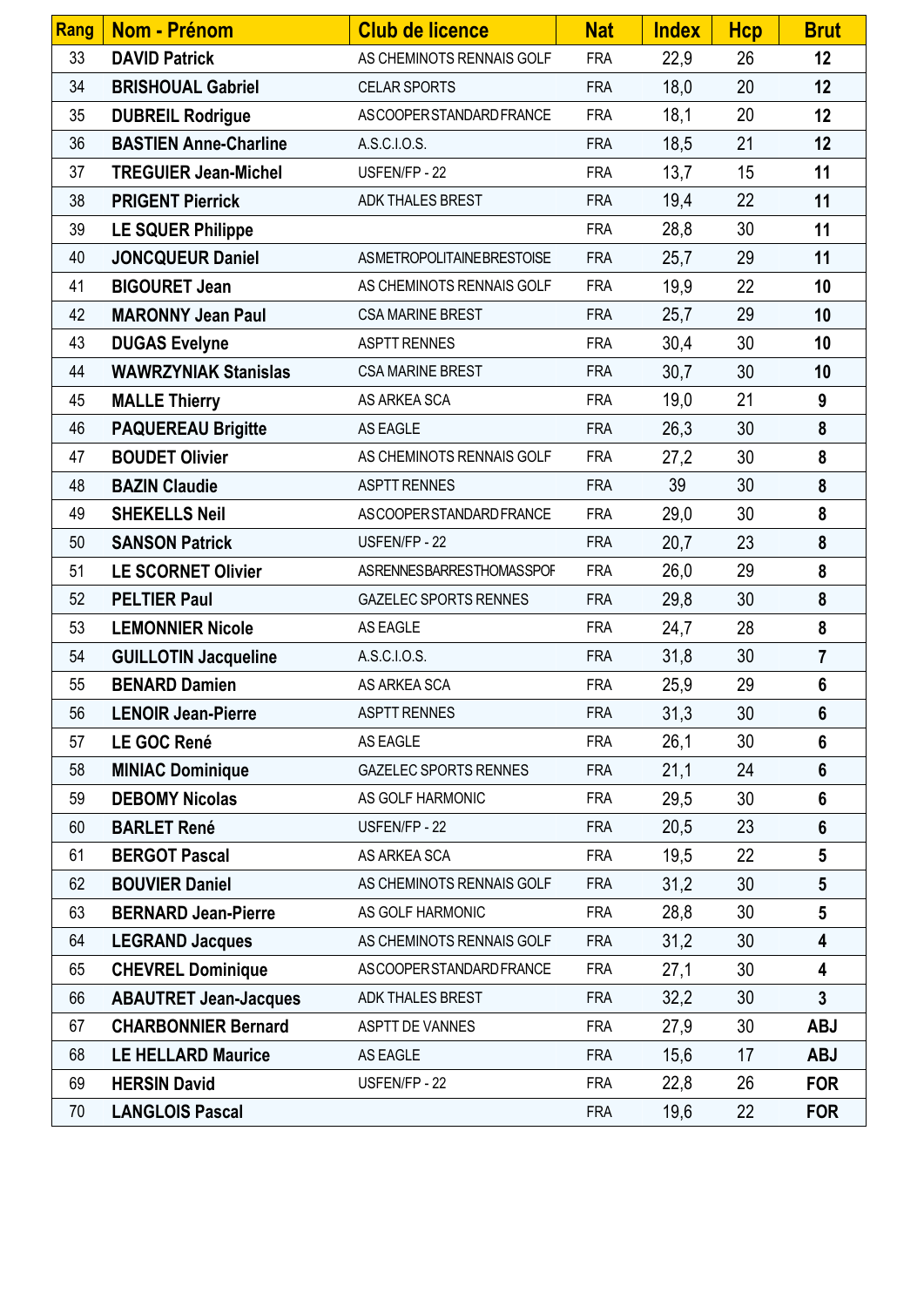| Rang | Nom - Prénom | Club de licence | Nat | Index | Hcp | Brut |
|---|---|---|---|---|---|---|
| 33 | **DAVID Patrick** | AS CHEMINOTS RENNAIS GOLF | FRA | 22,9 | 26 | **12** |
| 34 | **BRISHOUAL Gabriel** | CELAR SPORTS | FRA | 18,0 | 20 | **12** |
| 35 | **DUBREIL Rodrigue** | AS COOPER STANDARD FRANCE | FRA | 18,1 | 20 | **12** |
| 36 | **BASTIEN Anne-Charline** | A.S.C.I.O.S. | FRA | 18,5 | 21 | **12** |
| 37 | **TREGUIER Jean-Michel** | USFEN/FP - 22 | FRA | 13,7 | 15 | **11** |
| 38 | **PRIGENT Pierrick** | ADK THALES BREST | FRA | 19,4 | 22 | **11** |
| 39 | **LE SQUER Philippe** | | FRA | 28,8 | 30 | **11** |
| 40 | **JONCQUEUR Daniel** | AS METROPOLITAINE BRESTOISE | FRA | 25,7 | 29 | **11** |
| 41 | **BIGOURET Jean** | AS CHEMINOTS RENNAIS GOLF | FRA | 19,9 | 22 | **10** |
| 42 | **MARONNY Jean Paul** | CSA MARINE BREST | FRA | 25,7 | 29 | **10** |
| 43 | **DUGAS Evelyne** | ASPTT RENNES | FRA | 30,4 | 30 | **10** |
| 44 | **WAWRZYNIAK Stanislas** | CSA MARINE BREST | FRA | 30,7 | 30 | **10** |
| 45 | **MALLE Thierry** | AS ARKEA SCA | FRA | 19,0 | 21 | **9** |
| 46 | **PAQUEREAU Brigitte** | AS EAGLE | FRA | 26,3 | 30 | **8** |
| 47 | **BOUDET Olivier** | AS CHEMINOTS RENNAIS GOLF | FRA | 27,2 | 30 | **8** |
| 48 | **BAZIN Claudie** | ASPTT RENNES | FRA | 39 | 30 | **8** |
| 49 | **SHEKELLS Neil** | AS COOPER STANDARD FRANCE | FRA | 29,0 | 30 | **8** |
| 50 | **SANSON Patrick** | USFEN/FP - 22 | FRA | 20,7 | 23 | **8** |
| 51 | **LE SCORNET Olivier** | AS RENNES BARRES THOMAS SPOF | FRA | 26,0 | 29 | **8** |
| 52 | **PELTIER Paul** | GAZELEC SPORTS RENNES | FRA | 29,8 | 30 | **8** |
| 53 | **LEMONNIER Nicole** | AS EAGLE | FRA | 24,7 | 28 | **8** |
| 54 | **GUILLOTIN Jacqueline** | A.S.C.I.O.S. | FRA | 31,8 | 30 | **7** |
| 55 | **BENARD Damien** | AS ARKEA SCA | FRA | 25,9 | 29 | **6** |
| 56 | **LENOIR Jean-Pierre** | ASPTT RENNES | FRA | 31,3 | 30 | **6** |
| 57 | **LE GOC René** | AS EAGLE | FRA | 26,1 | 30 | **6** |
| 58 | **MINIAC Dominique** | GAZELEC SPORTS RENNES | FRA | 21,1 | 24 | **6** |
| 59 | **DEBOMY Nicolas** | AS GOLF HARMONIC | FRA | 29,5 | 30 | **6** |
| 60 | **BARLET René** | USFEN/FP - 22 | FRA | 20,5 | 23 | **6** |
| 61 | **BERGOT Pascal** | AS ARKEA SCA | FRA | 19,5 | 22 | **5** |
| 62 | **BOUVIER Daniel** | AS CHEMINOTS RENNAIS GOLF | FRA | 31,2 | 30 | **5** |
| 63 | **BERNARD Jean-Pierre** | AS GOLF HARMONIC | FRA | 28,8 | 30 | **5** |
| 64 | **LEGRAND Jacques** | AS CHEMINOTS RENNAIS GOLF | FRA | 31,2 | 30 | **4** |
| 65 | **CHEVREL Dominique** | AS COOPER STANDARD FRANCE | FRA | 27,1 | 30 | **4** |
| 66 | **ABAUTRET Jean-Jacques** | ADK THALES BREST | FRA | 32,2 | 30 | **3** |
| 67 | **CHARBONNIER Bernard** | ASPTT DE VANNES | FRA | 27,9 | 30 | **ABJ** |
| 68 | **LE HELLARD Maurice** | AS EAGLE | FRA | 15,6 | 17 | **ABJ** |
| 69 | **HERSIN David** | USFEN/FP - 22 | FRA | 22,8 | 26 | **FOR** |
| 70 | **LANGLOIS Pascal** | | FRA | 19,6 | 22 | **FOR** |